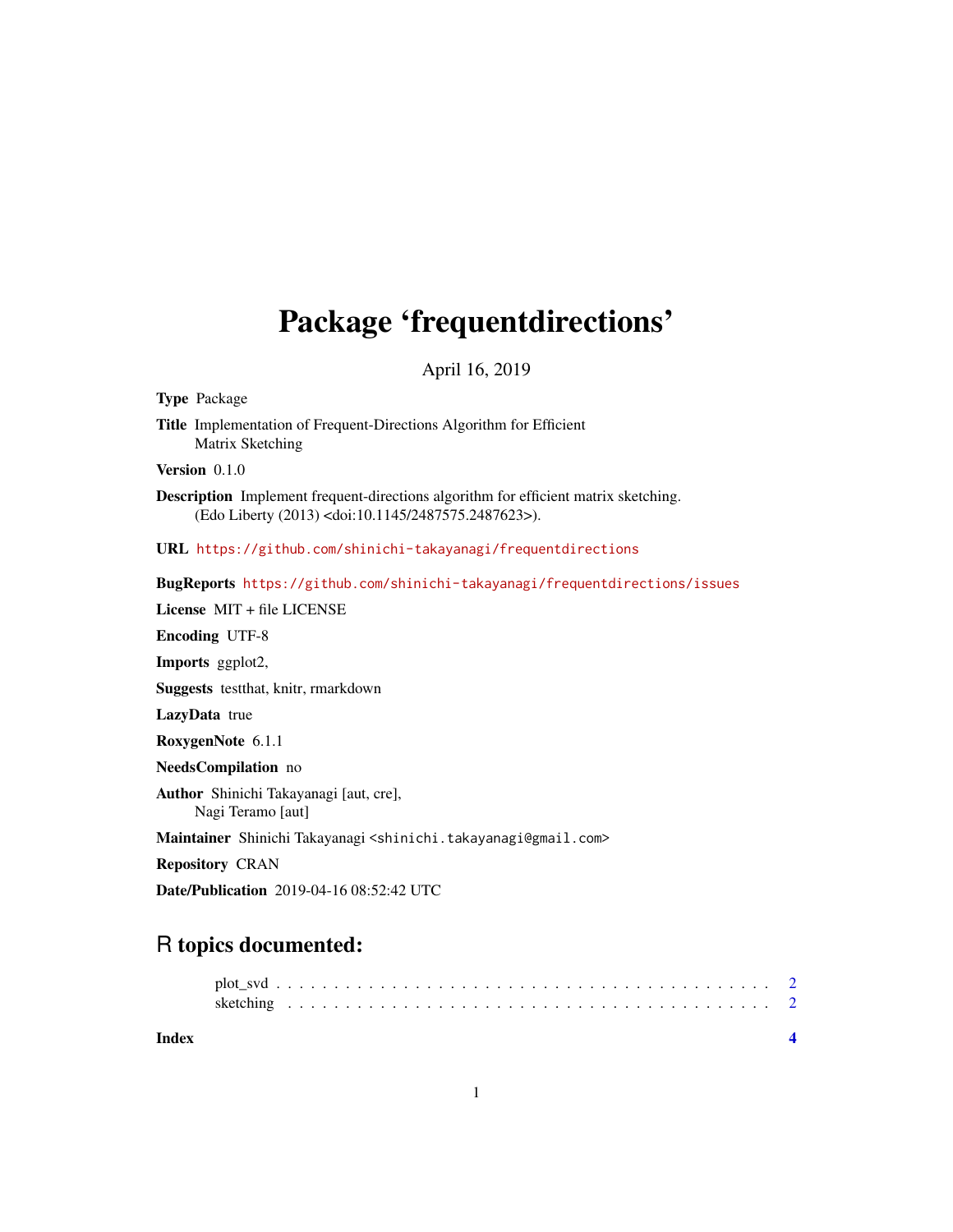# Package 'frequentdirections'

April 16, 2019

**Type** Package

**Title** Implementation of Frequent-Directions Algorithm for Efficient Matrix Sketching

**Version** 0.1.0

**Description** Implement frequent-directions algorithm for efficient matrix sketching. (Edo Liberty (2013) <doi:10.1145/2487575.2487623>).

**URL** https://github.com/shinichi-takayanagi/frequentdirections

**BugReports** https://github.com/shinichi-takayanagi/frequentdirections/issues

**License** MIT + file LICENSE

**Encoding** UTF-8

**Imports** ggplot2,

**Suggests** testthat, knitr, rmarkdown

**LazyData** true

**RoxygenNote** 6.1.1

**NeedsCompilation** no

**Author** Shinichi Takayanagi [aut, cre], Nagi Teramo [aut]

**Maintainer** Shinichi Takayanagi <shinichi.takayanagi@gmail.com>

**Repository** CRAN

**Date/Publication** 2019-04-16 08:52:42 UTC

## R topics documented:

- plot_svd . . . . . . . . . . . . . . . . . . . . . . . . . . . . . . . . . . . . . . . . 2
- sketching . . . . . . . . . . . . . . . . . . . . . . . . . . . . . . . . . . . . . . . . 2

**Index** **4**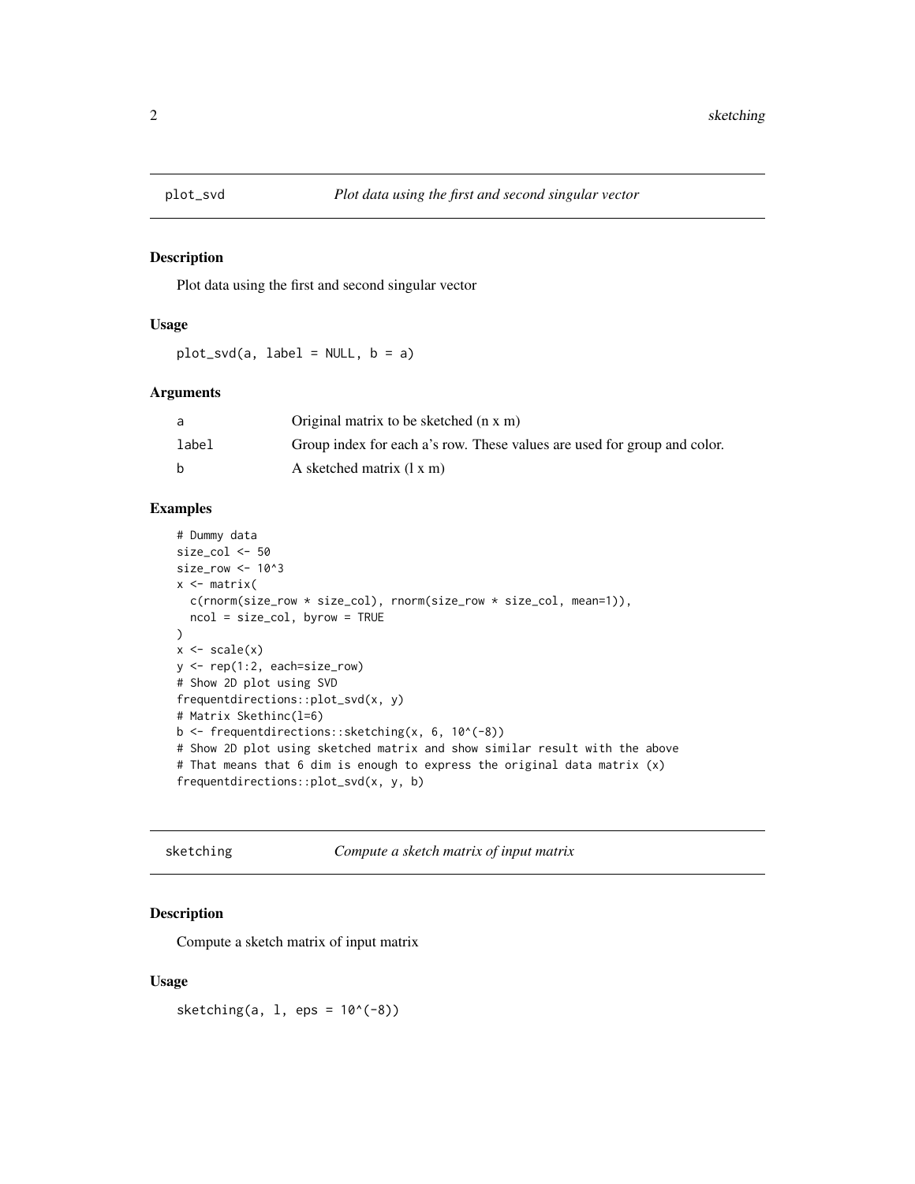## plot_svd *Plot data using the first and second singular vector*

### Description

Plot data using the first and second singular vector

### Usage

```
plot_svd(a, label = NULL, b = a)
```

### Arguments

| | |
|---|---|
| a | Original matrix to be sketched (n x m) |
| label | Group index for each a's row. These values are used for group and color. |
| b | A sketched matrix (l x m) |

### Examples

```
# Dummy data
size_col <- 50
size_row <- 10^3
x <- matrix(
  c(rnorm(size_row * size_col), rnorm(size_row * size_col, mean=1)),
  ncol = size_col, byrow = TRUE
)
x <- scale(x)
y <- rep(1:2, each=size_row)
# Show 2D plot using SVD
frequentdirections::plot_svd(x, y)
# Matrix Skethinc(l=6)
b <- frequentdirections::sketching(x, 6, 10^(-8))
# Show 2D plot using sketched matrix and show similar result with the above
# That means that 6 dim is enough to express the original data matrix (x)
frequentdirections::plot_svd(x, y, b)
```

## sketching *Compute a sketch matrix of input matrix*

### Description

Compute a sketch matrix of input matrix

### Usage

```
sketching(a, l, eps = 10^(-8))
```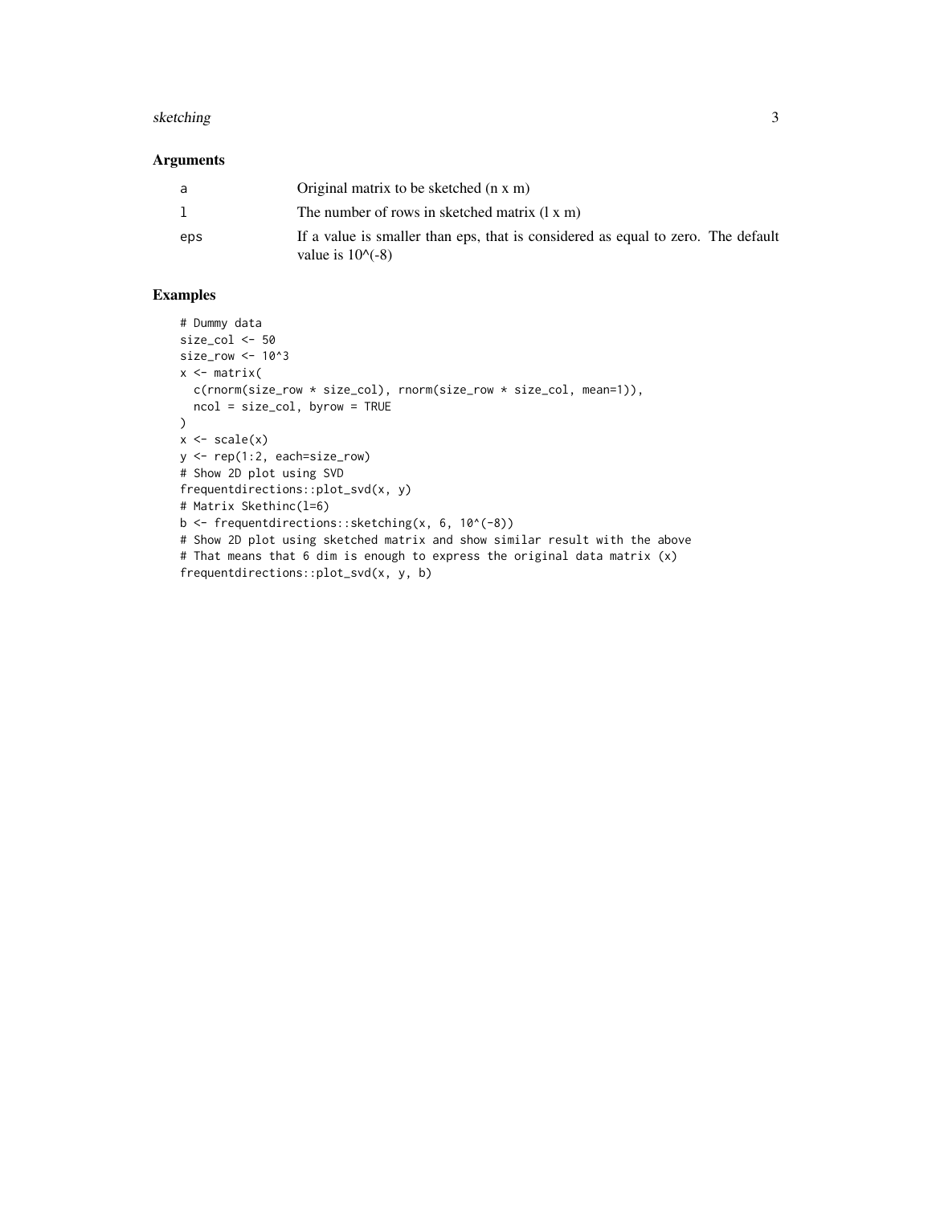## Arguments

| | |
|---|---|
| a | Original matrix to be sketched (n x m) |
| l | The number of rows in sketched matrix (l x m) |
| eps | If a value is smaller than eps, that is considered as equal to zero. The default value is 10^(-8) |

## Examples

```
# Dummy data
size_col <- 50
size_row <- 10^3
x <- matrix(
  c(rnorm(size_row * size_col), rnorm(size_row * size_col, mean=1)),
  ncol = size_col, byrow = TRUE
)
x <- scale(x)
y <- rep(1:2, each=size_row)
# Show 2D plot using SVD
frequentdirections::plot_svd(x, y)
# Matrix Skethinc(l=6)
b <- frequentdirections::sketching(x, 6, 10^(-8))
# Show 2D plot using sketched matrix and show similar result with the above
# That means that 6 dim is enough to express the original data matrix (x)
frequentdirections::plot_svd(x, y, b)
```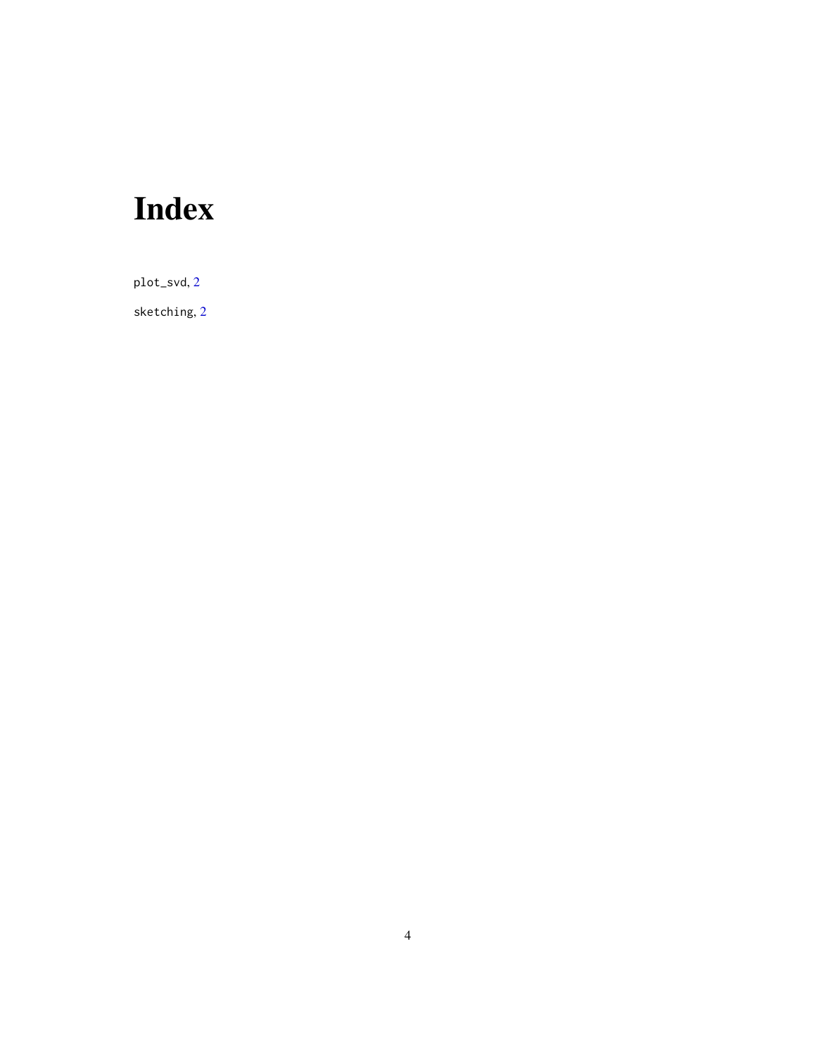# Index

plot_svd, 2

sketching, 2